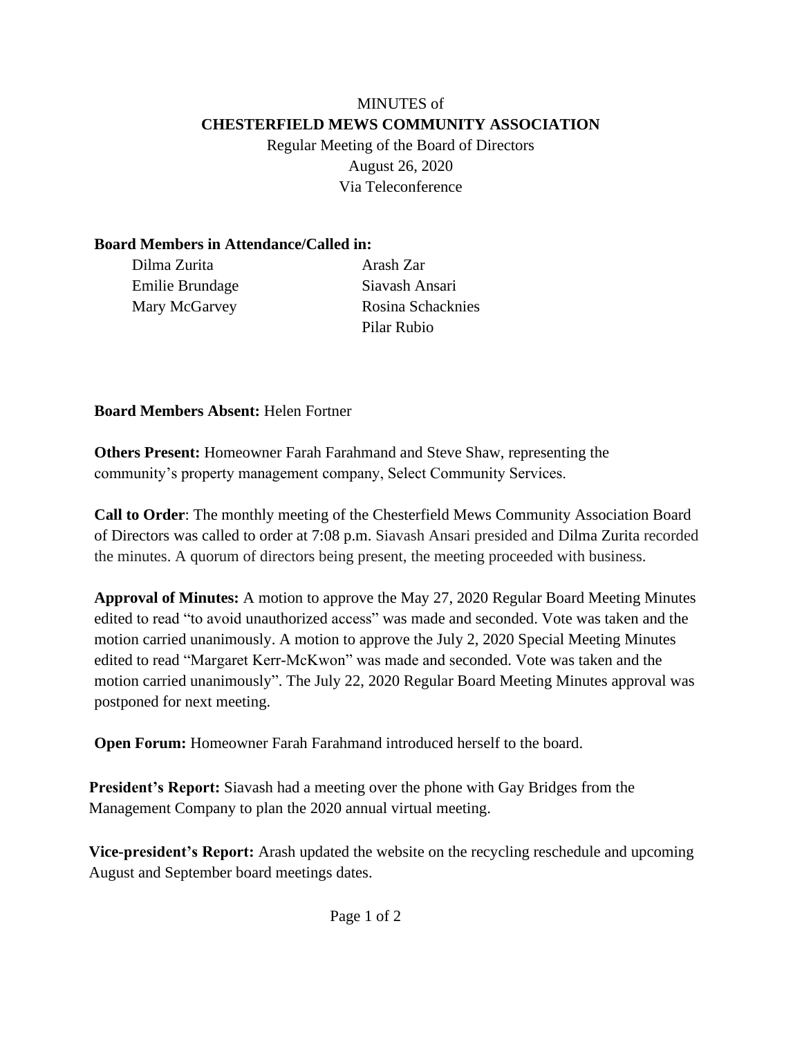MINUTES of

**CHESTERFIELD MEWS COMMUNITY ASSOCIATION**

Regular Meeting of the Board of Directors

August 26, 2020

Via Teleconference

**Board Members in Attendance/Called in:**

Dilma Zurita
Emilie Brundage
Mary McGarvey
Arash Zar
Siavash Ansari
Rosina Schacknies
Pilar Rubio

**Board Members Absent:** Helen Fortner

**Others Present:** Homeowner Farah Farahmand and Steve Shaw, representing the community's property management company, Select Community Services.

**Call to Order**: The monthly meeting of the Chesterfield Mews Community Association Board of Directors was called to order at 7:08 p.m. Siavash Ansari presided and Dilma Zurita recorded the minutes. A quorum of directors being present, the meeting proceeded with business.

**Approval of Minutes:** A motion to approve the May 27, 2020 Regular Board Meeting Minutes edited to read "to avoid unauthorized access" was made and seconded. Vote was taken and the motion carried unanimously. A motion to approve the July 2, 2020 Special Meeting Minutes edited to read "Margaret Kerr-McKwon" was made and seconded. Vote was taken and the motion carried unanimously". The July 22, 2020 Regular Board Meeting Minutes approval was postponed for next meeting.

**Open Forum:** Homeowner Farah Farahmand introduced herself to the board.

**President's Report:** Siavash had a meeting over the phone with Gay Bridges from the Management Company to plan the 2020 annual virtual meeting.

**Vice-president's Report:** Arash updated the website on the recycling reschedule and upcoming August and September board meetings dates.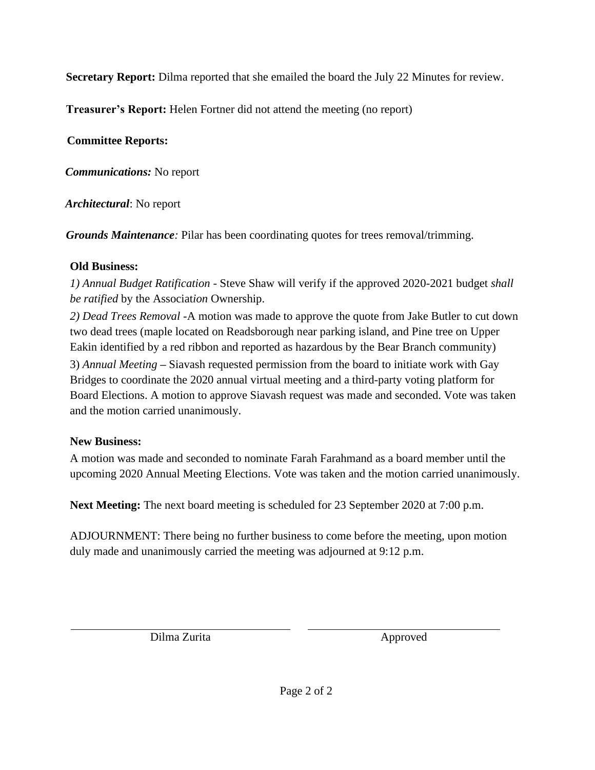**Secretary Report:** Dilma reported that she emailed the board the July 22 Minutes for review.

**Treasurer's Report:** Helen Fortner did not attend the meeting (no report)

**Committee Reports:**

***Communications:*** No report

***Architectural***: No report

***Grounds Maintenance****:* Pilar has been coordinating quotes for trees removal/trimming.

**Old Business:**

*1) Annual Budget Ratification* - Steve Shaw will verify if the approved 2020-2021 budget *shall be ratified* by the Associat*ion* Ownership.

*2) Dead Trees Removal* -A motion was made to approve the quote from Jake Butler to cut down two dead trees (maple located on Readsborough near parking island, and Pine tree on Upper Eakin identified by a red ribbon and reported as hazardous by the Bear Branch community)

3) *Annual Meeting* – Siavash requested permission from the board to initiate work with Gay Bridges to coordinate the 2020 annual virtual meeting and a third-party voting platform for Board Elections. A motion to approve Siavash request was made and seconded. Vote was taken and the motion carried unanimously.

**New Business:**

A motion was made and seconded to nominate Farah Farahmand as a board member until the upcoming 2020 Annual Meeting Elections. Vote was taken and the motion carried unanimously.

**Next Meeting:** The next board meeting is scheduled for 23 September 2020 at 7:00 p.m.

ADJOURNMENT: There being no further business to come before the meeting, upon motion duly made and unanimously carried the meeting was adjourned at 9:12 p.m.

\_\_\_\_\_\_\_\_\_\_\_\_\_\_\_\_\_\_\_\_\_\_\_\_\_\_\_\_\_\_ Dilma Zurita

\_\_\_\_\_\_\_\_\_\_\_\_\_\_\_\_\_\_\_\_\_\_\_\_\_\_\_\_\_\_ Approved